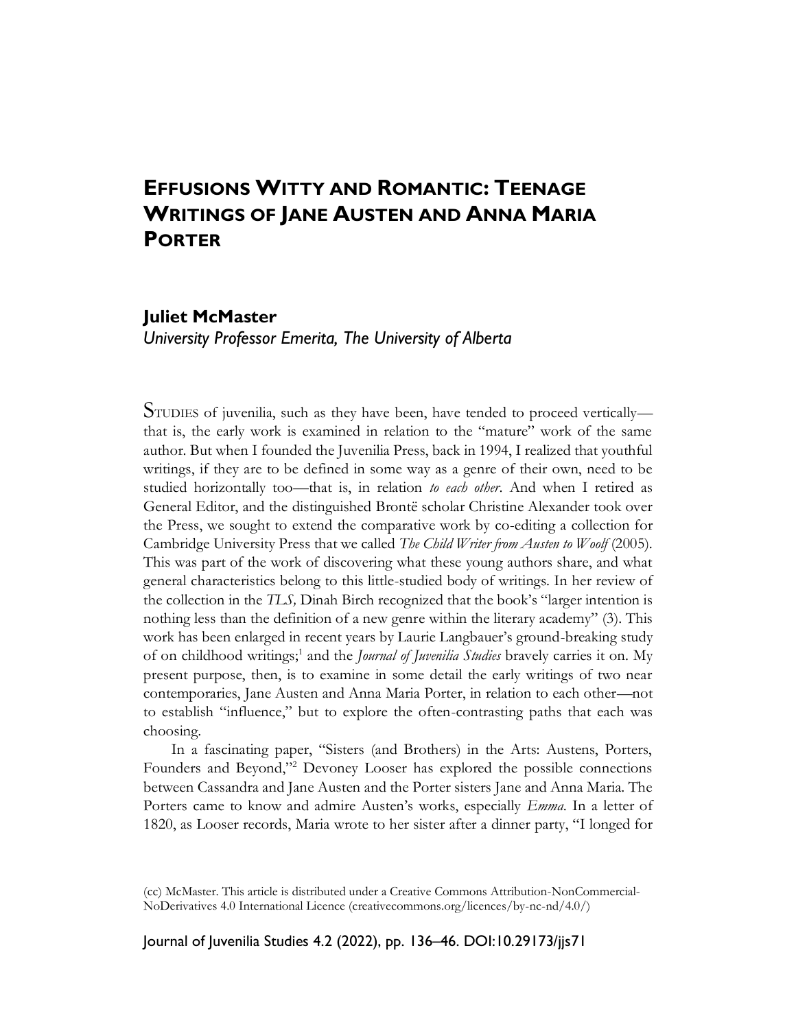# Effusions Witty and Romantic: Teenage Writings of Jane Austen and Anna Maria Porter

**Juliet McMaster**

*University Professor Emerita, The University of Alberta*

STUDIES of juvenilia, such as they have been, have tended to proceed vertically—that is, the early work is examined in relation to the "mature" work of the same author. But when I founded the Juvenilia Press, back in 1994, I realized that youthful writings, if they are to be defined in some way as a genre of their own, need to be studied horizontally too—that is, in relation *to each other*. And when I retired as General Editor, and the distinguished Brontë scholar Christine Alexander took over the Press, we sought to extend the comparative work by co-editing a collection for Cambridge University Press that we called *The Child Writer from Austen to Woolf* (2005). This was part of the work of discovering what these young authors share, and what general characteristics belong to this little-studied body of writings. In her review of the collection in the *TLS,* Dinah Birch recognized that the book's "larger intention is nothing less than the definition of a new genre within the literary academy" (3). This work has been enlarged in recent years by Laurie Langbauer's ground-breaking study of on childhood writings;[1] and the *Journal of Juvenilia Studies* bravely carries it on. My present purpose, then, is to examine in some detail the early writings of two near contemporaries, Jane Austen and Anna Maria Porter, in relation to each other—not to establish "influence," but to explore the often-contrasting paths that each was choosing.

In a fascinating paper, "Sisters (and Brothers) in the Arts: Austens, Porters, Founders and Beyond,"[2] Devoney Looser has explored the possible connections between Cassandra and Jane Austen and the Porter sisters Jane and Anna Maria. The Porters came to know and admire Austen's works, especially *Emma*. In a letter of 1820, as Looser records, Maria wrote to her sister after a dinner party, "I longed for

(cc) McMaster. This article is distributed under a Creative Commons Attribution-NonCommercial-NoDerivatives 4.0 International Licence (creativecommons.org/licences/by-nc-nd/4.0/)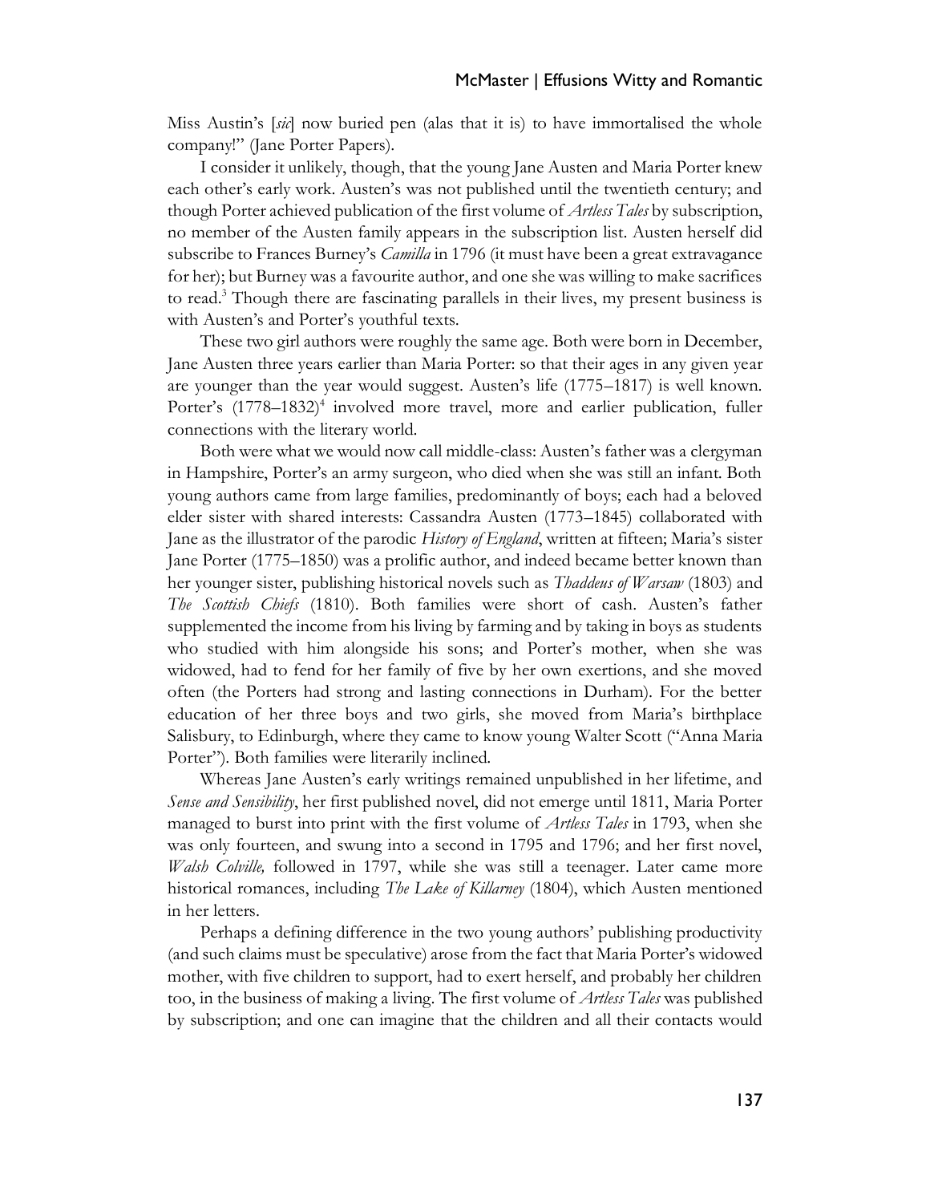Miss Austin's [*sic*] now buried pen (alas that it is) to have immortalised the whole company!" (Jane Porter Papers).

I consider it unlikely, though, that the young Jane Austen and Maria Porter knew each other's early work. Austen's was not published until the twentieth century; and though Porter achieved publication of the first volume of *Artless Tales* by subscription, no member of the Austen family appears in the subscription list. Austen herself did subscribe to Frances Burney's *Camilla* in 1796 (it must have been a great extravagance for her); but Burney was a favourite author, and one she was willing to make sacrifices to read.[3] Though there are fascinating parallels in their lives, my present business is with Austen's and Porter's youthful texts.

These two girl authors were roughly the same age. Both were born in December, Jane Austen three years earlier than Maria Porter: so that their ages in any given year are younger than the year would suggest. Austen's life (1775–1817) is well known. Porter's (1778–1832)[4] involved more travel, more and earlier publication, fuller connections with the literary world.

Both were what we would now call middle-class: Austen's father was a clergyman in Hampshire, Porter's an army surgeon, who died when she was still an infant. Both young authors came from large families, predominantly of boys; each had a beloved elder sister with shared interests: Cassandra Austen (1773–1845) collaborated with Jane as the illustrator of the parodic *History of England*, written at fifteen; Maria's sister Jane Porter (1775–1850) was a prolific author, and indeed became better known than her younger sister, publishing historical novels such as *Thaddeus of Warsaw* (1803) and *The Scottish Chiefs* (1810). Both families were short of cash. Austen's father supplemented the income from his living by farming and by taking in boys as students who studied with him alongside his sons; and Porter's mother, when she was widowed, had to fend for her family of five by her own exertions, and she moved often (the Porters had strong and lasting connections in Durham). For the better education of her three boys and two girls, she moved from Maria's birthplace Salisbury, to Edinburgh, where they came to know young Walter Scott ("Anna Maria Porter"). Both families were literarily inclined.

Whereas Jane Austen's early writings remained unpublished in her lifetime, and *Sense and Sensibility*, her first published novel, did not emerge until 1811, Maria Porter managed to burst into print with the first volume of *Artless Tales* in 1793, when she was only fourteen, and swung into a second in 1795 and 1796; and her first novel, *Walsh Colville,* followed in 1797, while she was still a teenager. Later came more historical romances, including *The Lake of Killarney* (1804), which Austen mentioned in her letters.

Perhaps a defining difference in the two young authors' publishing productivity (and such claims must be speculative) arose from the fact that Maria Porter's widowed mother, with five children to support, had to exert herself, and probably her children too, in the business of making a living. The first volume of *Artless Tales* was published by subscription; and one can imagine that the children and all their contacts would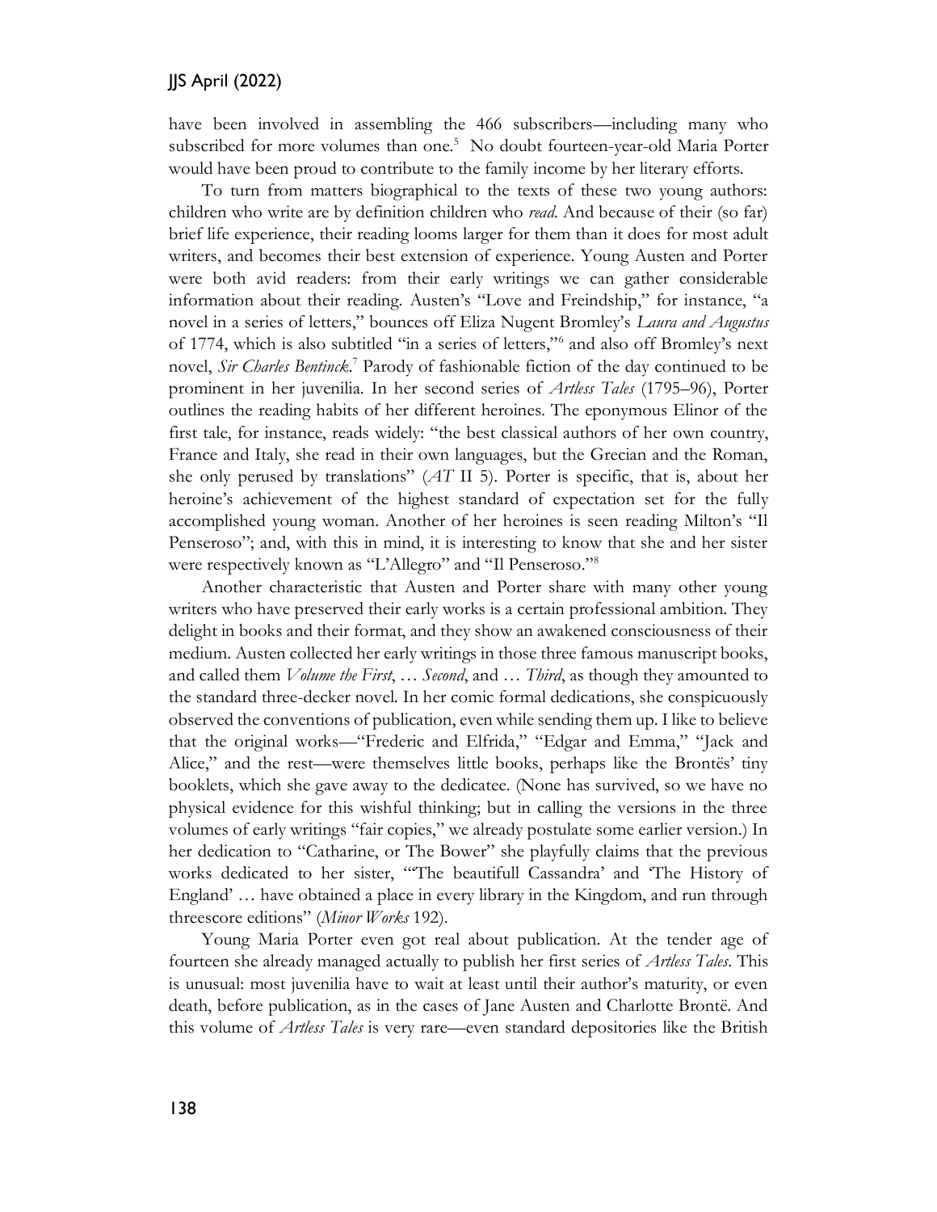have been involved in assembling the 466 subscribers—including many who subscribed for more volumes than one.[5] No doubt fourteen-year-old Maria Porter would have been proud to contribute to the family income by her literary efforts.

To turn from matters biographical to the texts of these two young authors: children who write are by definition children who *read*. And because of their (so far) brief life experience, their reading looms larger for them than it does for most adult writers, and becomes their best extension of experience. Young Austen and Porter were both avid readers: from their early writings we can gather considerable information about their reading. Austen's "Love and Freindship," for instance, "a novel in a series of letters," bounces off Eliza Nugent Bromley's *Laura and Augustus* of 1774, which is also subtitled "in a series of letters,"[6] and also off Bromley's next novel, *Sir Charles Bentinck*.[7] Parody of fashionable fiction of the day continued to be prominent in her juvenilia. In her second series of *Artless Tales* (1795–96), Porter outlines the reading habits of her different heroines. The eponymous Elinor of the first tale, for instance, reads widely: "the best classical authors of her own country, France and Italy, she read in their own languages, but the Grecian and the Roman, she only perused by translations" (*AT* II 5). Porter is specific, that is, about her heroine's achievement of the highest standard of expectation set for the fully accomplished young woman. Another of her heroines is seen reading Milton's "Il Penseroso"; and, with this in mind, it is interesting to know that she and her sister were respectively known as "L'Allegro" and "Il Penseroso."[8]

Another characteristic that Austen and Porter share with many other young writers who have preserved their early works is a certain professional ambition. They delight in books and their format, and they show an awakened consciousness of their medium. Austen collected her early writings in those three famous manuscript books, and called them *Volume the First*, … *Second*, and … *Third*, as though they amounted to the standard three-decker novel. In her comic formal dedications, she conspicuously observed the conventions of publication, even while sending them up. I like to believe that the original works—"Frederic and Elfrida," "Edgar and Emma," "Jack and Alice," and the rest—were themselves little books, perhaps like the Brontës' tiny booklets, which she gave away to the dedicatee. (None has survived, so we have no physical evidence for this wishful thinking; but in calling the versions in the three volumes of early writings "fair copies," we already postulate some earlier version.) In her dedication to "Catharine, or The Bower" she playfully claims that the previous works dedicated to her sister, "'The beautifull Cassandra' and 'The History of England' … have obtained a place in every library in the Kingdom, and run through threescore editions" (*Minor Works* 192).

Young Maria Porter even got real about publication. At the tender age of fourteen she already managed actually to publish her first series of *Artless Tales*. This is unusual: most juvenilia have to wait at least until their author's maturity, or even death, before publication, as in the cases of Jane Austen and Charlotte Brontë. And this volume of *Artless Tales* is very rare—even standard depositories like the British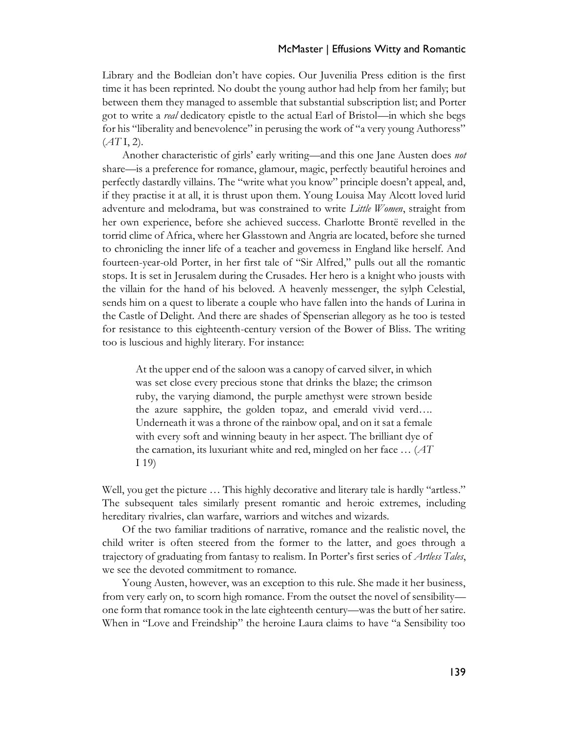Library and the Bodleian don't have copies. Our Juvenilia Press edition is the first time it has been reprinted. No doubt the young author had help from her family; but between them they managed to assemble that substantial subscription list; and Porter got to write a *real* dedicatory epistle to the actual Earl of Bristol—in which she begs for his "liberality and benevolence" in perusing the work of "a very young Authoress" (*AT* I, 2).

Another characteristic of girls' early writing—and this one Jane Austen does *not* share—is a preference for romance, glamour, magic, perfectly beautiful heroines and perfectly dastardly villains. The "write what you know" principle doesn't appeal, and, if they practise it at all, it is thrust upon them. Young Louisa May Alcott loved lurid adventure and melodrama, but was constrained to write *Little Women*, straight from her own experience, before she achieved success. Charlotte Brontë revelled in the torrid clime of Africa, where her Glasstown and Angria are located, before she turned to chronicling the inner life of a teacher and governess in England like herself. And fourteen-year-old Porter, in her first tale of "Sir Alfred," pulls out all the romantic stops. It is set in Jerusalem during the Crusades. Her hero is a knight who jousts with the villain for the hand of his beloved. A heavenly messenger, the sylph Celestial, sends him on a quest to liberate a couple who have fallen into the hands of Lurina in the Castle of Delight. And there are shades of Spenserian allegory as he too is tested for resistance to this eighteenth-century version of the Bower of Bliss. The writing too is luscious and highly literary. For instance:

> At the upper end of the saloon was a canopy of carved silver, in which was set close every precious stone that drinks the blaze; the crimson ruby, the varying diamond, the purple amethyst were strown beside the azure sapphire, the golden topaz, and emerald vivid verd…. Underneath it was a throne of the rainbow opal, and on it sat a female with every soft and winning beauty in her aspect. The brilliant dye of the carnation, its luxuriant white and red, mingled on her face … (*AT* I 19)

Well, you get the picture … This highly decorative and literary tale is hardly "artless." The subsequent tales similarly present romantic and heroic extremes, including hereditary rivalries, clan warfare, warriors and witches and wizards.

Of the two familiar traditions of narrative, romance and the realistic novel, the child writer is often steered from the former to the latter, and goes through a trajectory of graduating from fantasy to realism. In Porter's first series of *Artless Tales*, we see the devoted commitment to romance.

Young Austen, however, was an exception to this rule. She made it her business, from very early on, to scorn high romance. From the outset the novel of sensibility—one form that romance took in the late eighteenth century—was the butt of her satire. When in "Love and Freindship" the heroine Laura claims to have "a Sensibility too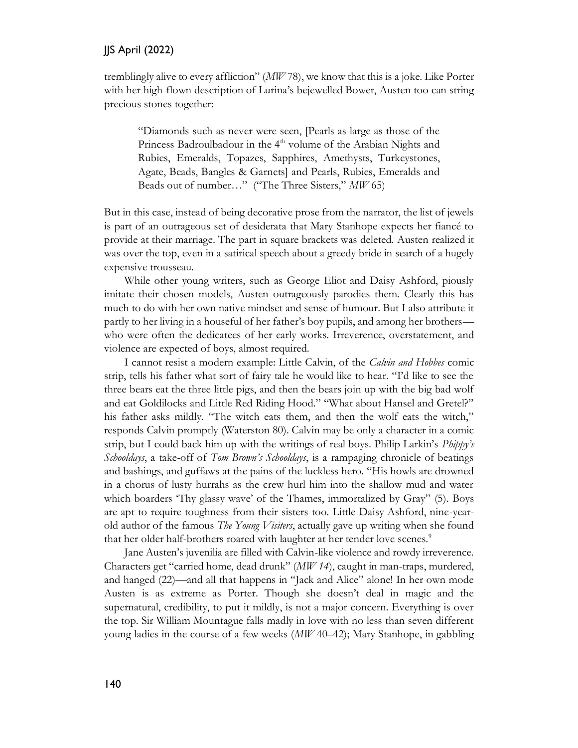tremblingly alive to every affliction" (*MW* 78), we know that this is a joke. Like Porter with her high-flown description of Lurina's bejewelled Bower, Austen too can string precious stones together:

> "Diamonds such as never were seen, [Pearls as large as those of the Princess Badroulbadour in the 4th volume of the Arabian Nights and Rubies, Emeralds, Topazes, Sapphires, Amethysts, Turkeystones, Agate, Beads, Bangles & Garnets] and Pearls, Rubies, Emeralds and Beads out of number…" ("The Three Sisters," *MW* 65)

But in this case, instead of being decorative prose from the narrator, the list of jewels is part of an outrageous set of desiderata that Mary Stanhope expects her fiancé to provide at their marriage. The part in square brackets was deleted. Austen realized it was over the top, even in a satirical speech about a greedy bride in search of a hugely expensive trousseau.

While other young writers, such as George Eliot and Daisy Ashford, piously imitate their chosen models, Austen outrageously parodies them. Clearly this has much to do with her own native mindset and sense of humour. But I also attribute it partly to her living in a houseful of her father's boy pupils, and among her brothers—who were often the dedicatees of her early works. Irreverence, overstatement, and violence are expected of boys, almost required.

I cannot resist a modern example: Little Calvin, of the *Calvin and Hobbes* comic strip, tells his father what sort of fairy tale he would like to hear. "I'd like to see the three bears eat the three little pigs, and then the bears join up with the big bad wolf and eat Goldilocks and Little Red Riding Hood." "What about Hansel and Gretel?" his father asks mildly. "The witch eats them, and then the wolf eats the witch," responds Calvin promptly (Waterston 80). Calvin may be only a character in a comic strip, but I could back him up with the writings of real boys. Philip Larkin's *Phippy's Schooldays*, a take-off of *Tom Brown's Schooldays*, is a rampaging chronicle of beatings and bashings, and guffaws at the pains of the luckless hero. "His howls are drowned in a chorus of lusty hurrahs as the crew hurl him into the shallow mud and water which boarders 'Thy glassy wave' of the Thames, immortalized by Gray" (5). Boys are apt to require toughness from their sisters too. Little Daisy Ashford, nine-year-old author of the famous *The Young Visiters*, actually gave up writing when she found that her older half-brothers roared with laughter at her tender love scenes.[9]

Jane Austen's juvenilia are filled with Calvin-like violence and rowdy irreverence. Characters get "carried home, dead drunk" (*MW 14*), caught in man-traps, murdered, and hanged (22)—and all that happens in "Jack and Alice" alone! In her own mode Austen is as extreme as Porter. Though she doesn't deal in magic and the supernatural, credibility, to put it mildly, is not a major concern. Everything is over the top. Sir William Mountague falls madly in love with no less than seven different young ladies in the course of a few weeks (*MW* 40–42); Mary Stanhope, in gabbling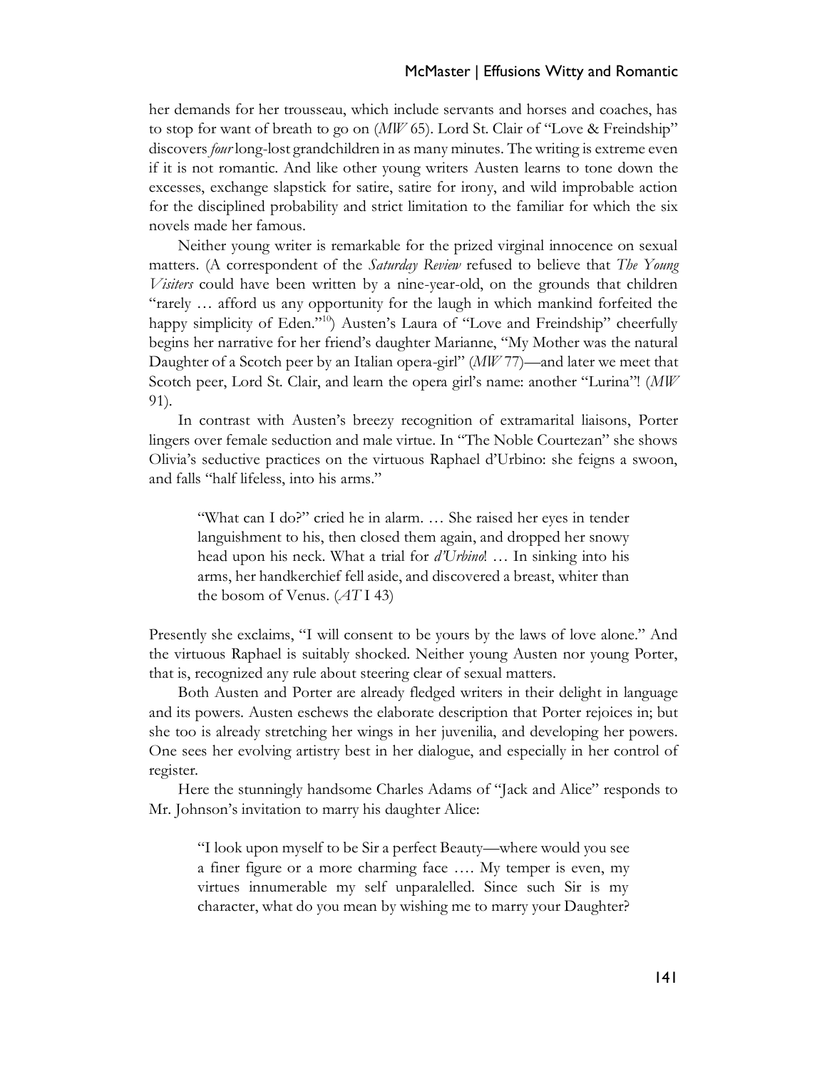her demands for her trousseau, which include servants and horses and coaches, has to stop for want of breath to go on (*MW* 65). Lord St. Clair of "Love & Freindship" discovers *four* long-lost grandchildren in as many minutes. The writing is extreme even if it is not romantic. And like other young writers Austen learns to tone down the excesses, exchange slapstick for satire, satire for irony, and wild improbable action for the disciplined probability and strict limitation to the familiar for which the six novels made her famous.

Neither young writer is remarkable for the prized virginal innocence on sexual matters. (A correspondent of the *Saturday Review* refused to believe that *The Young Visiters* could have been written by a nine-year-old, on the grounds that children "rarely … afford us any opportunity for the laugh in which mankind forfeited the happy simplicity of Eden."[10]) Austen's Laura of "Love and Freindship" cheerfully begins her narrative for her friend's daughter Marianne, "My Mother was the natural Daughter of a Scotch peer by an Italian opera-girl" (*MW* 77)—and later we meet that Scotch peer, Lord St. Clair, and learn the opera girl's name: another "Lurina"! (*MW* 91).

In contrast with Austen's breezy recognition of extramarital liaisons, Porter lingers over female seduction and male virtue. In "The Noble Courtezan" she shows Olivia's seductive practices on the virtuous Raphael d'Urbino: she feigns a swoon, and falls "half lifeless, into his arms."

> "What can I do?" cried he in alarm. … She raised her eyes in tender languishment to his, then closed them again, and dropped her snowy head upon his neck. What a trial for *d'Urbino*! … In sinking into his arms, her handkerchief fell aside, and discovered a breast, whiter than the bosom of Venus. (*AT* I 43)

Presently she exclaims, "I will consent to be yours by the laws of love alone." And the virtuous Raphael is suitably shocked. Neither young Austen nor young Porter, that is, recognized any rule about steering clear of sexual matters.

Both Austen and Porter are already fledged writers in their delight in language and its powers. Austen eschews the elaborate description that Porter rejoices in; but she too is already stretching her wings in her juvenilia, and developing her powers. One sees her evolving artistry best in her dialogue, and especially in her control of register.

Here the stunningly handsome Charles Adams of "Jack and Alice" responds to Mr. Johnson's invitation to marry his daughter Alice:

> "I look upon myself to be Sir a perfect Beauty—where would you see a finer figure or a more charming face …. My temper is even, my virtues innumerable my self unparalelled. Since such Sir is my character, what do you mean by wishing me to marry your Daughter?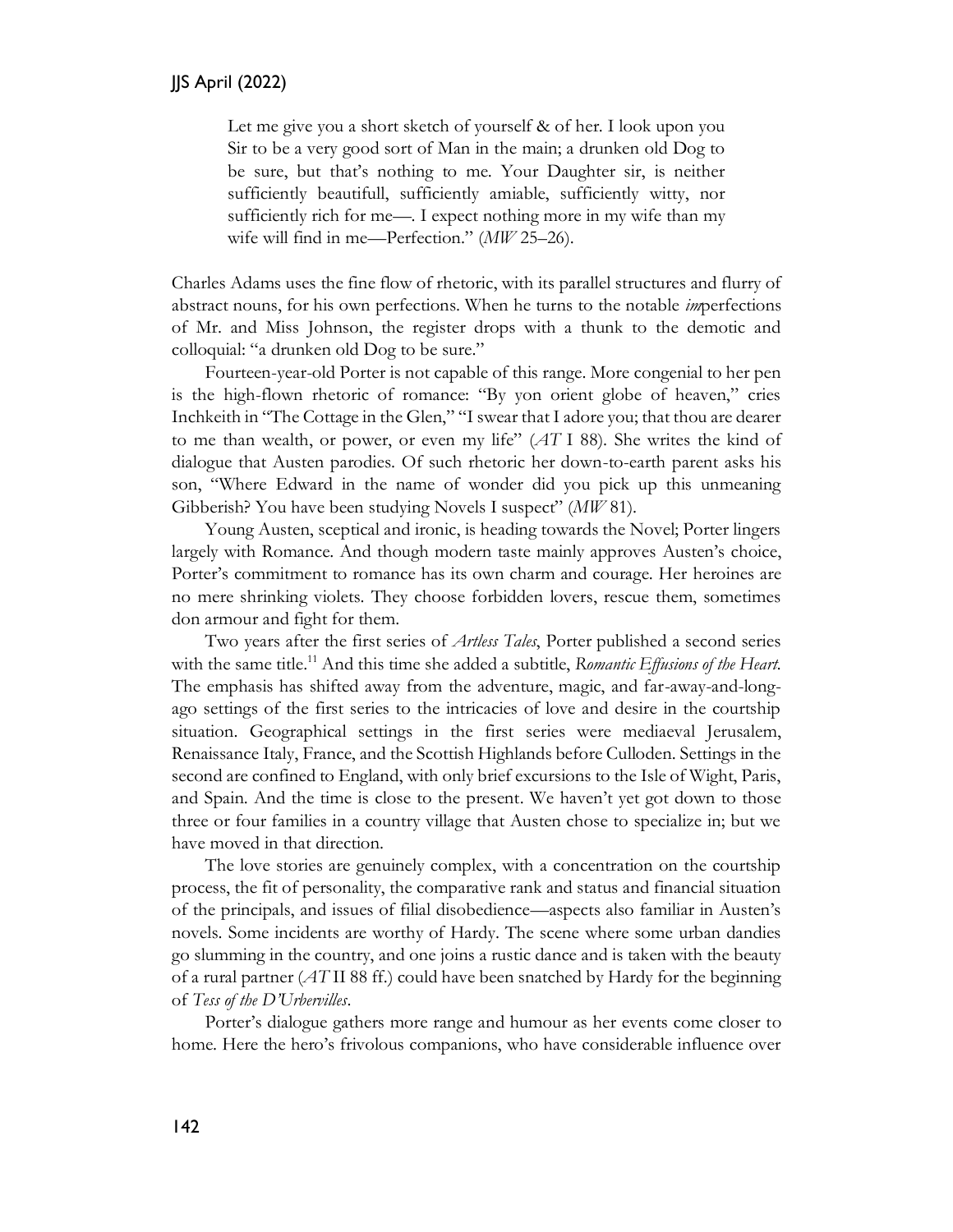> Let me give you a short sketch of yourself & of her. I look upon you Sir to be a very good sort of Man in the main; a drunken old Dog to be sure, but that's nothing to me. Your Daughter sir, is neither sufficiently beautifull, sufficiently amiable, sufficiently witty, nor sufficiently rich for me—. I expect nothing more in my wife than my wife will find in me—Perfection." (*MW* 25–26).

Charles Adams uses the fine flow of rhetoric, with its parallel structures and flurry of abstract nouns, for his own perfections. When he turns to the notable *im*perfections of Mr. and Miss Johnson, the register drops with a thunk to the demotic and colloquial: "a drunken old Dog to be sure."

Fourteen-year-old Porter is not capable of this range. More congenial to her pen is the high-flown rhetoric of romance: "By yon orient globe of heaven," cries Inchkeith in "The Cottage in the Glen," "I swear that I adore you; that thou are dearer to me than wealth, or power, or even my life" (*AT* I 88). She writes the kind of dialogue that Austen parodies. Of such rhetoric her down-to-earth parent asks his son, "Where Edward in the name of wonder did you pick up this unmeaning Gibberish? You have been studying Novels I suspect" (*MW* 81).

Young Austen, sceptical and ironic, is heading towards the Novel; Porter lingers largely with Romance. And though modern taste mainly approves Austen's choice, Porter's commitment to romance has its own charm and courage. Her heroines are no mere shrinking violets. They choose forbidden lovers, rescue them, sometimes don armour and fight for them.

Two years after the first series of *Artless Tales*, Porter published a second series with the same title.[11] And this time she added a subtitle, *Romantic Effusions of the Heart*. The emphasis has shifted away from the adventure, magic, and far-away-and-long-ago settings of the first series to the intricacies of love and desire in the courtship situation. Geographical settings in the first series were mediaeval Jerusalem, Renaissance Italy, France, and the Scottish Highlands before Culloden. Settings in the second are confined to England, with only brief excursions to the Isle of Wight, Paris, and Spain. And the time is close to the present. We haven't yet got down to those three or four families in a country village that Austen chose to specialize in; but we have moved in that direction.

The love stories are genuinely complex, with a concentration on the courtship process, the fit of personality, the comparative rank and status and financial situation of the principals, and issues of filial disobedience—aspects also familiar in Austen's novels. Some incidents are worthy of Hardy. The scene where some urban dandies go slumming in the country, and one joins a rustic dance and is taken with the beauty of a rural partner (*AT* II 88 ff.) could have been snatched by Hardy for the beginning of *Tess of the D'Urbervilles*.

Porter's dialogue gathers more range and humour as her events come closer to home. Here the hero's frivolous companions, who have considerable influence over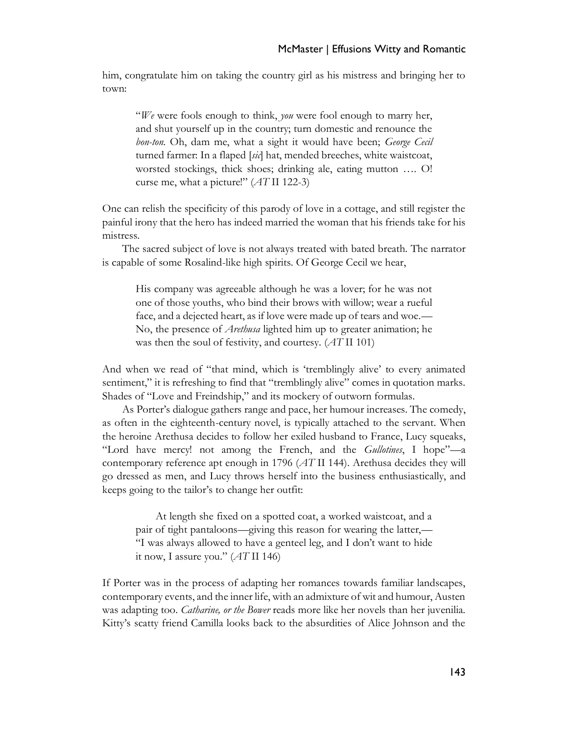him, congratulate him on taking the country girl as his mistress and bringing her to town:

> "*We* were fools enough to think, *you* were fool enough to marry her, and shut yourself up in the country; turn domestic and renounce the *bon-ton*. Oh, dam me, what a sight it would have been; *George Cecil* turned farmer: In a flaped [*sic*] hat, mended breeches, white waistcoat, worsted stockings, thick shoes; drinking ale, eating mutton …. O! curse me, what a picture!" (*AT* II 122-3)

One can relish the specificity of this parody of love in a cottage, and still register the painful irony that the hero has indeed married the woman that his friends take for his mistress.

The sacred subject of love is not always treated with bated breath. The narrator is capable of some Rosalind-like high spirits. Of George Cecil we hear,

> His company was agreeable although he was a lover; for he was not one of those youths, who bind their brows with willow; wear a rueful face, and a dejected heart, as if love were made up of tears and woe.—No, the presence of *Arethusa* lighted him up to greater animation; he was then the soul of festivity, and courtesy. (*AT* II 101)

And when we read of "that mind, which is 'tremblingly alive' to every animated sentiment," it is refreshing to find that "tremblingly alive" comes in quotation marks. Shades of "Love and Freindship," and its mockery of outworn formulas.

As Porter's dialogue gathers range and pace, her humour increases. The comedy, as often in the eighteenth-century novel, is typically attached to the servant. When the heroine Arethusa decides to follow her exiled husband to France, Lucy squeaks, "Lord have mercy! not among the French, and the *Gullotines*, I hope"—a contemporary reference apt enough in 1796 (*AT* II 144). Arethusa decides they will go dressed as men, and Lucy throws herself into the business enthusiastically, and keeps going to the tailor's to change her outfit:

> At length she fixed on a spotted coat, a worked waistcoat, and a pair of tight pantaloons—giving this reason for wearing the latter,—"I was always allowed to have a genteel leg, and I don't want to hide it now, I assure you." (*AT* II 146)

If Porter was in the process of adapting her romances towards familiar landscapes, contemporary events, and the inner life, with an admixture of wit and humour, Austen was adapting too. *Catharine, or the Bower* reads more like her novels than her juvenilia. Kitty's scatty friend Camilla looks back to the absurdities of Alice Johnson and the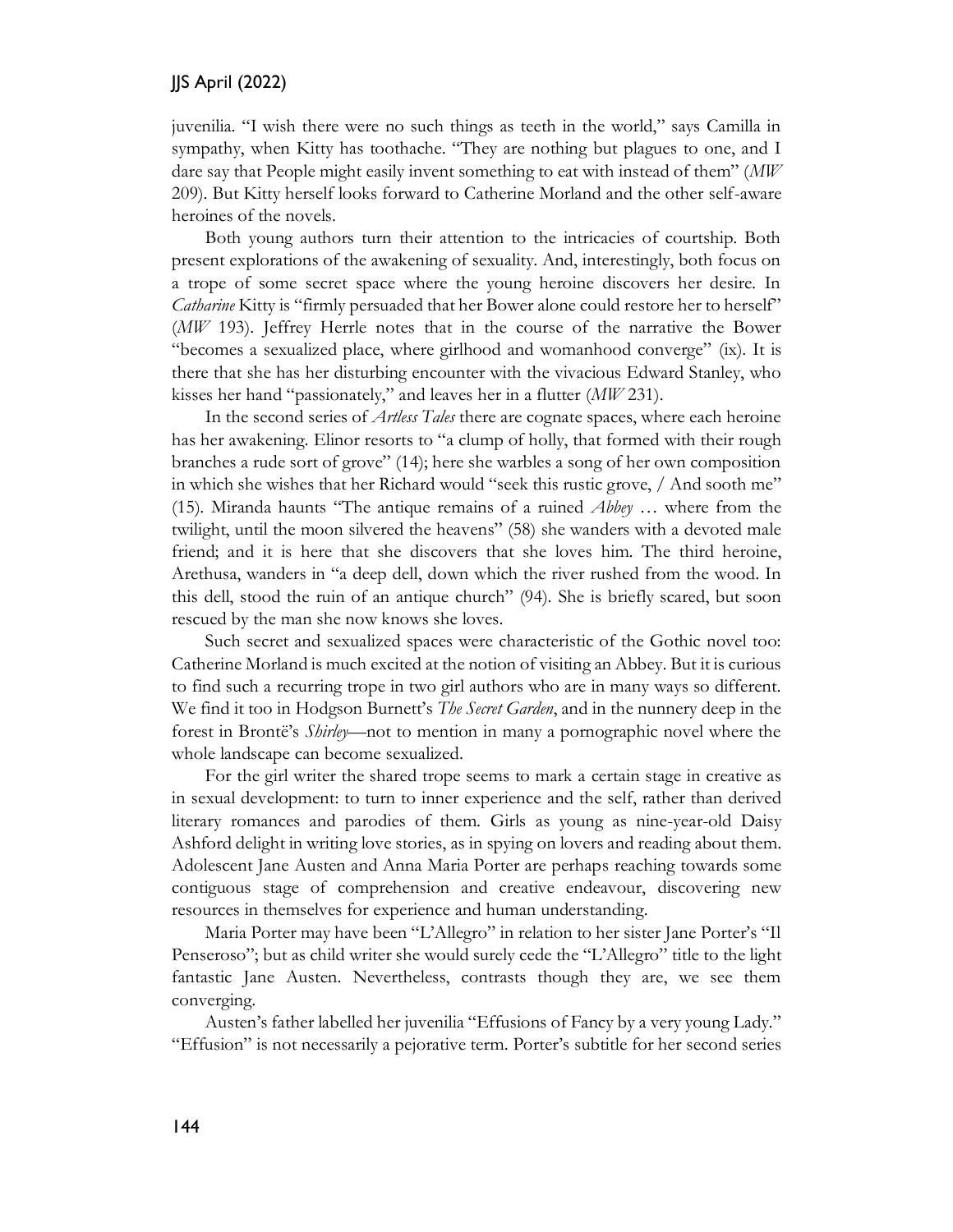juvenilia. "I wish there were no such things as teeth in the world," says Camilla in sympathy, when Kitty has toothache. "They are nothing but plagues to one, and I dare say that People might easily invent something to eat with instead of them" (*MW* 209). But Kitty herself looks forward to Catherine Morland and the other self-aware heroines of the novels.

Both young authors turn their attention to the intricacies of courtship. Both present explorations of the awakening of sexuality. And, interestingly, both focus on a trope of some secret space where the young heroine discovers her desire. In *Catharine* Kitty is "firmly persuaded that her Bower alone could restore her to herself" (*MW* 193). Jeffrey Herrle notes that in the course of the narrative the Bower "becomes a sexualized place, where girlhood and womanhood converge" (ix). It is there that she has her disturbing encounter with the vivacious Edward Stanley, who kisses her hand "passionately," and leaves her in a flutter (*MW* 231).

In the second series of *Artless Tales* there are cognate spaces, where each heroine has her awakening. Elinor resorts to "a clump of holly, that formed with their rough branches a rude sort of grove" (14); here she warbles a song of her own composition in which she wishes that her Richard would "seek this rustic grove, / And sooth me" (15). Miranda haunts "The antique remains of a ruined *Abbey* … where from the twilight, until the moon silvered the heavens" (58) she wanders with a devoted male friend; and it is here that she discovers that she loves him. The third heroine, Arethusa, wanders in "a deep dell, down which the river rushed from the wood. In this dell, stood the ruin of an antique church" (94). She is briefly scared, but soon rescued by the man she now knows she loves.

Such secret and sexualized spaces were characteristic of the Gothic novel too: Catherine Morland is much excited at the notion of visiting an Abbey. But it is curious to find such a recurring trope in two girl authors who are in many ways so different. We find it too in Hodgson Burnett's *The Secret Garden*, and in the nunnery deep in the forest in Brontë's *Shirley*—not to mention in many a pornographic novel where the whole landscape can become sexualized.

For the girl writer the shared trope seems to mark a certain stage in creative as in sexual development: to turn to inner experience and the self, rather than derived literary romances and parodies of them. Girls as young as nine-year-old Daisy Ashford delight in writing love stories, as in spying on lovers and reading about them. Adolescent Jane Austen and Anna Maria Porter are perhaps reaching towards some contiguous stage of comprehension and creative endeavour, discovering new resources in themselves for experience and human understanding.

Maria Porter may have been "L'Allegro" in relation to her sister Jane Porter's "Il Penseroso"; but as child writer she would surely cede the "L'Allegro" title to the light fantastic Jane Austen. Nevertheless, contrasts though they are, we see them converging.

Austen's father labelled her juvenilia "Effusions of Fancy by a very young Lady." "Effusion" is not necessarily a pejorative term. Porter's subtitle for her second series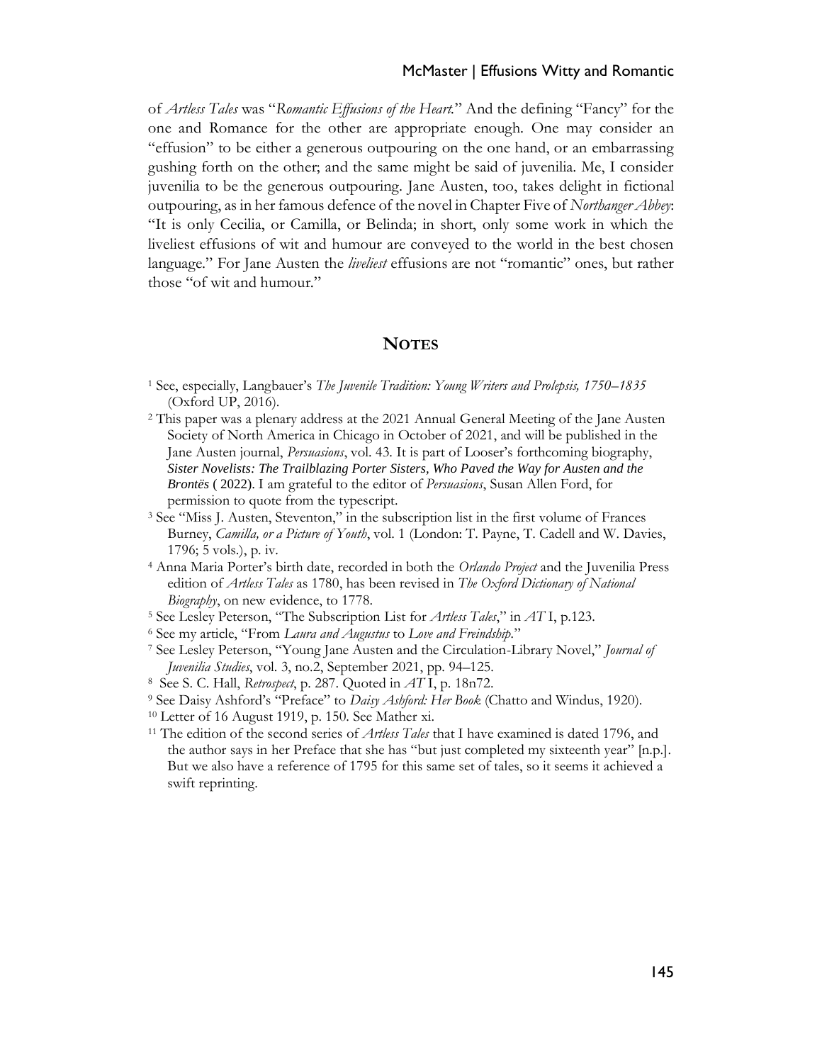of *Artless Tales* was "*Romantic Effusions of the Heart*." And the defining "Fancy" for the one and Romance for the other are appropriate enough. One may consider an "effusion" to be either a generous outpouring on the one hand, or an embarrassing gushing forth on the other; and the same might be said of juvenilia. Me, I consider juvenilia to be the generous outpouring. Jane Austen, too, takes delight in fictional outpouring, as in her famous defence of the novel in Chapter Five of *Northanger Abbey*: "It is only Cecilia, or Camilla, or Belinda; in short, only some work in which the liveliest effusions of wit and humour are conveyed to the world in the best chosen language." For Jane Austen the *liveliest* effusions are not "romantic" ones, but rather those "of wit and humour."

## NOTES

[1] See, especially, Langbauer's *The Juvenile Tradition: Young Writers and Prolepsis, 1750–1835* (Oxford UP, 2016).

[2] This paper was a plenary address at the 2021 Annual General Meeting of the Jane Austen Society of North America in Chicago in October of 2021, and will be published in the Jane Austen journal, *Persuasions*, vol. 43. It is part of Looser's forthcoming biography, *Sister Novelists: The Trailblazing Porter Sisters, Who Paved the Way for Austen and the Brontës* ( 2022). I am grateful to the editor of *Persuasions*, Susan Allen Ford, for permission to quote from the typescript.

[3] See "Miss J. Austen, Steventon," in the subscription list in the first volume of Frances Burney, *Camilla, or a Picture of Youth*, vol. 1 (London: T. Payne, T. Cadell and W. Davies, 1796; 5 vols.), p. iv.

[4] Anna Maria Porter's birth date, recorded in both the *Orlando Project* and the Juvenilia Press edition of *Artless Tales* as 1780, has been revised in *The Oxford Dictionary of National Biography*, on new evidence, to 1778.

[5] See Lesley Peterson, "The Subscription List for *Artless Tales*," in *AT* I, p.123.

[6] See my article, "From *Laura and Augustus* to *Love and Freindship*."

[7] See Lesley Peterson, "Young Jane Austen and the Circulation-Library Novel," *Journal of Juvenilia Studies*, vol. 3, no.2, September 2021, pp. 94–125.

[8] See S. C. Hall, *Retrospect*, p. 287. Quoted in *AT* I, p. 18n72.

[9] See Daisy Ashford's "Preface" to *Daisy Ashford: Her Book* (Chatto and Windus, 1920).

[10] Letter of 16 August 1919, p. 150. See Mather xi.

[11] The edition of the second series of *Artless Tales* that I have examined is dated 1796, and the author says in her Preface that she has "but just completed my sixteenth year" [n.p.]. But we also have a reference of 1795 for this same set of tales, so it seems it achieved a swift reprinting.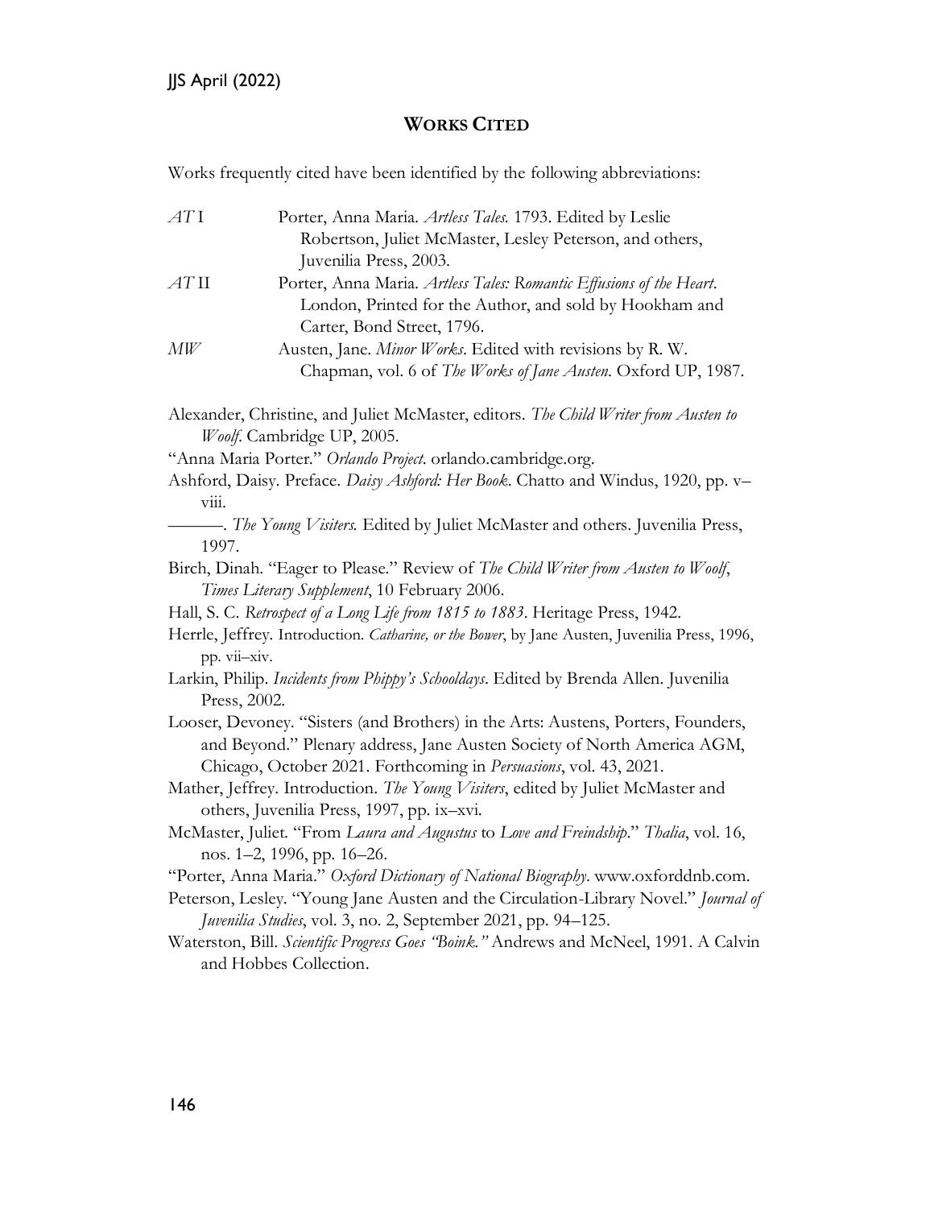## WORKS CITED

Works frequently cited have been identified by the following abbreviations:

| | |
|---|---|
| *AT* I | Porter, Anna Maria. *Artless Tales.* 1793. Edited by Leslie Robertson, Juliet McMaster, Lesley Peterson, and others, Juvenilia Press, 2003. |
| *AT* II | Porter, Anna Maria. *Artless Tales: Romantic Effusions of the Heart*. London, Printed for the Author, and sold by Hookham and Carter, Bond Street, 1796. |
| *MW* | Austen, Jane. *Minor Works*. Edited with revisions by R. W. Chapman, vol. 6 of *The Works of Jane Austen*. Oxford UP, 1987. |

Alexander, Christine, and Juliet McMaster, editors. *The Child Writer from Austen to Woolf*. Cambridge UP, 2005.

"Anna Maria Porter." *Orlando Project*. orlando.cambridge.org.

Ashford, Daisy. Preface. *Daisy Ashford: Her Book*. Chatto and Windus, 1920, pp. v–viii.

———. *The Young Visiters.* Edited by Juliet McMaster and others. Juvenilia Press, 1997.

Birch, Dinah. "Eager to Please." Review of *The Child Writer from Austen to Woolf*, *Times Literary Supplement*, 10 February 2006.

Hall, S. C. *Retrospect of a Long Life from 1815 to 1883*. Heritage Press, 1942.

Herrle, Jeffrey. Introduction. *Catharine, or the Bower*, by Jane Austen, Juvenilia Press, 1996, pp. vii–xiv.

Larkin, Philip. *Incidents from Phippy's Schooldays*. Edited by Brenda Allen. Juvenilia Press, 2002.

Looser, Devoney. "Sisters (and Brothers) in the Arts: Austens, Porters, Founders, and Beyond." Plenary address, Jane Austen Society of North America AGM, Chicago, October 2021. Forthcoming in *Persuasions*, vol. 43, 2021.

Mather, Jeffrey. Introduction. *The Young Visiters*, edited by Juliet McMaster and others, Juvenilia Press, 1997, pp. ix–xvi.

McMaster, Juliet. "From *Laura and Augustus* to *Love and Freindship*." *Thalia*, vol. 16, nos. 1–2, 1996, pp. 16–26.

"Porter, Anna Maria." *Oxford Dictionary of National Biography*. www.oxforddnb.com.

Peterson, Lesley. "Young Jane Austen and the Circulation-Library Novel." *Journal of Juvenilia Studies*, vol. 3, no. 2, September 2021, pp. 94–125.

Waterston, Bill. *Scientific Progress Goes "Boink."* Andrews and McNeel, 1991. A Calvin and Hobbes Collection.